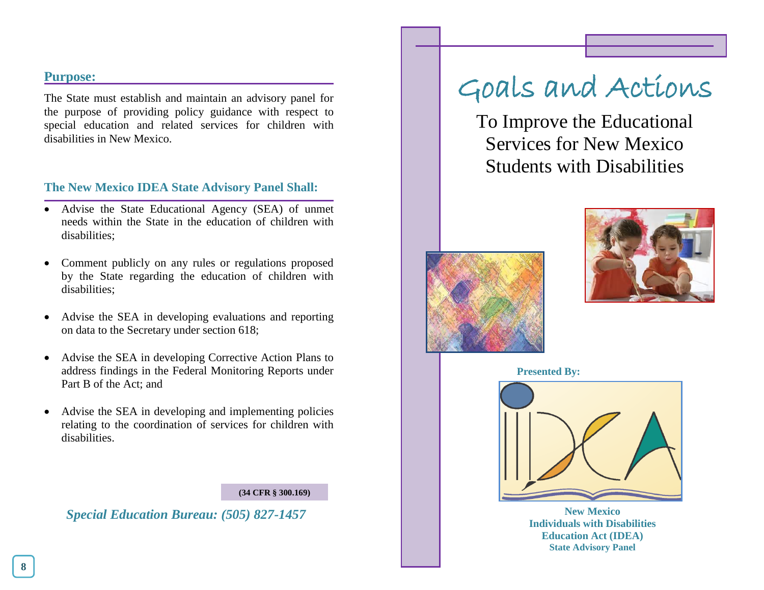## Purpose:

The State must establish and maintain an advisory panel for the purpose of providing policy guidance with respect to special education and related services for children with disabilities in New Mexico.

### The New Mexico IDEA State Advisory Panel Shall:

- Advise the State Educational Agency (SEA) of unmet needs within the State in the education of children with disabilities;
- Comment publicly on any rules or regulations proposed by the State regarding the education of children with disabilities;
- Advise the SEA in developing evaluations and reporting on data to the Secretary under section 618;
- Advise the SEA in developing Corrective Action Plans to address findings in the Federal Monitoring Reports under Part B of the Act; and
- Advise the SEA in developing and implementing policies relating to the coordination of services for children with disabilities.

**(34 CFR § 300.169)**

***Special Education Bureau: (505) 827-1457***

# Goals and Actions

## To Improve the Educational Services for New Mexico Students with Disabilities

**Presented By:**

**New Mexico**
**Individuals with Disabilities Education Act (IDEA)**
**State Advisory Panel**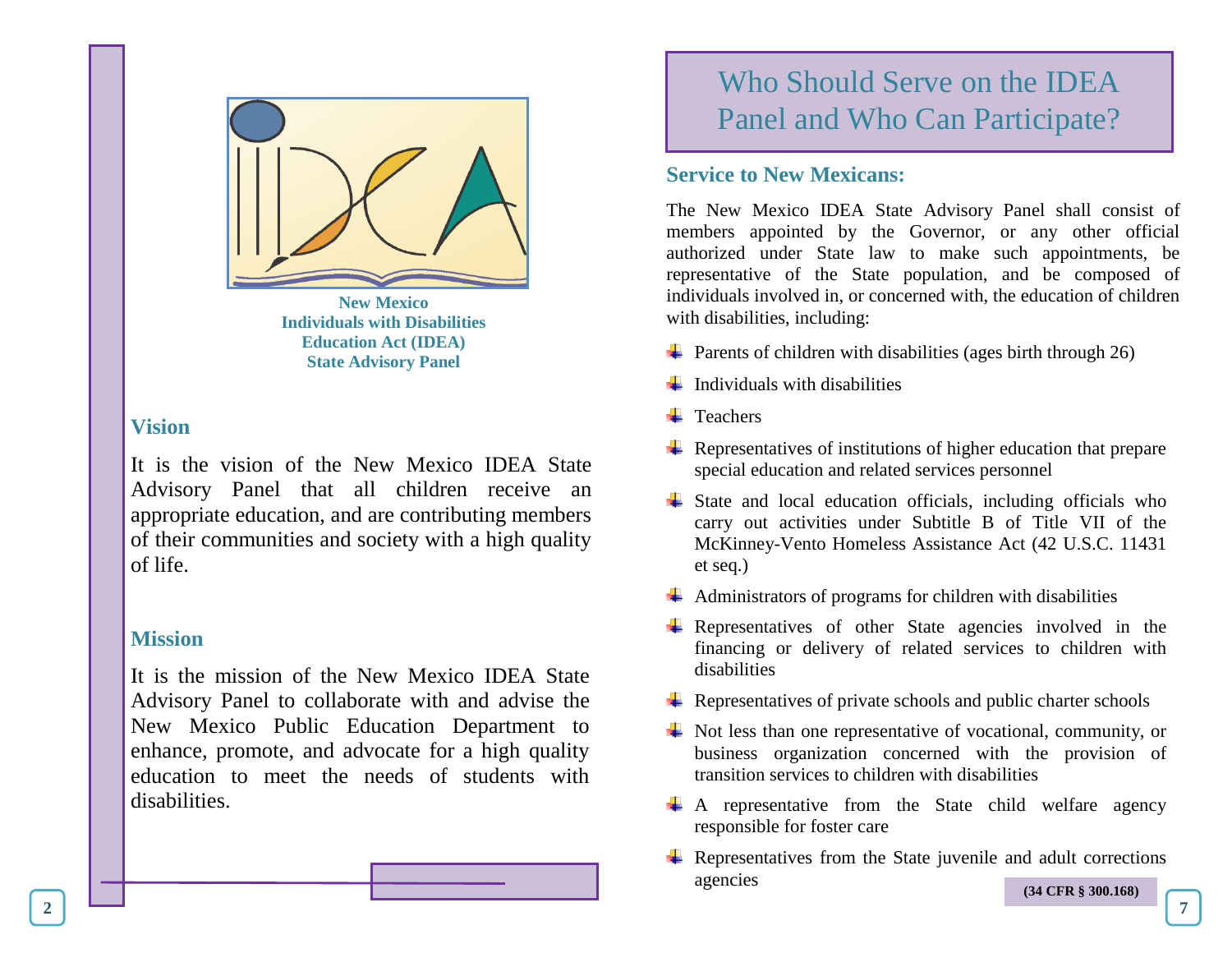New Mexico
Individuals with Disabilities
Education Act (IDEA)
State Advisory Panel

## Vision

It is the vision of the New Mexico IDEA State Advisory Panel that all children receive an appropriate education, and are contributing members of their communities and society with a high quality of life.

## Mission

It is the mission of the New Mexico IDEA State Advisory Panel to collaborate with and advise the New Mexico Public Education Department to enhance, promote, and advocate for a high quality education to meet the needs of students with disabilities.

# Who Should Serve on the IDEA Panel and Who Can Participate?

### Service to New Mexicans:

The New Mexico IDEA State Advisory Panel shall consist of members appointed by the Governor, or any other official authorized under State law to make such appointments, be representative of the State population, and be composed of individuals involved in, or concerned with, the education of children with disabilities, including:

- Parents of children with disabilities (ages birth through 26)
- Individuals with disabilities
- Teachers
- Representatives of institutions of higher education that prepare special education and related services personnel
- State and local education officials, including officials who carry out activities under Subtitle B of Title VII of the McKinney-Vento Homeless Assistance Act (42 U.S.C. 11431 et seq.)
- Administrators of programs for children with disabilities
- Representatives of other State agencies involved in the financing or delivery of related services to children with disabilities
- Representatives of private schools and public charter schools
- Not less than one representative of vocational, community, or business organization concerned with the provision of transition services to children with disabilities
- A representative from the State child welfare agency responsible for foster care
- Representatives from the State juvenile and adult corrections agencies

**(34 CFR § 300.168)**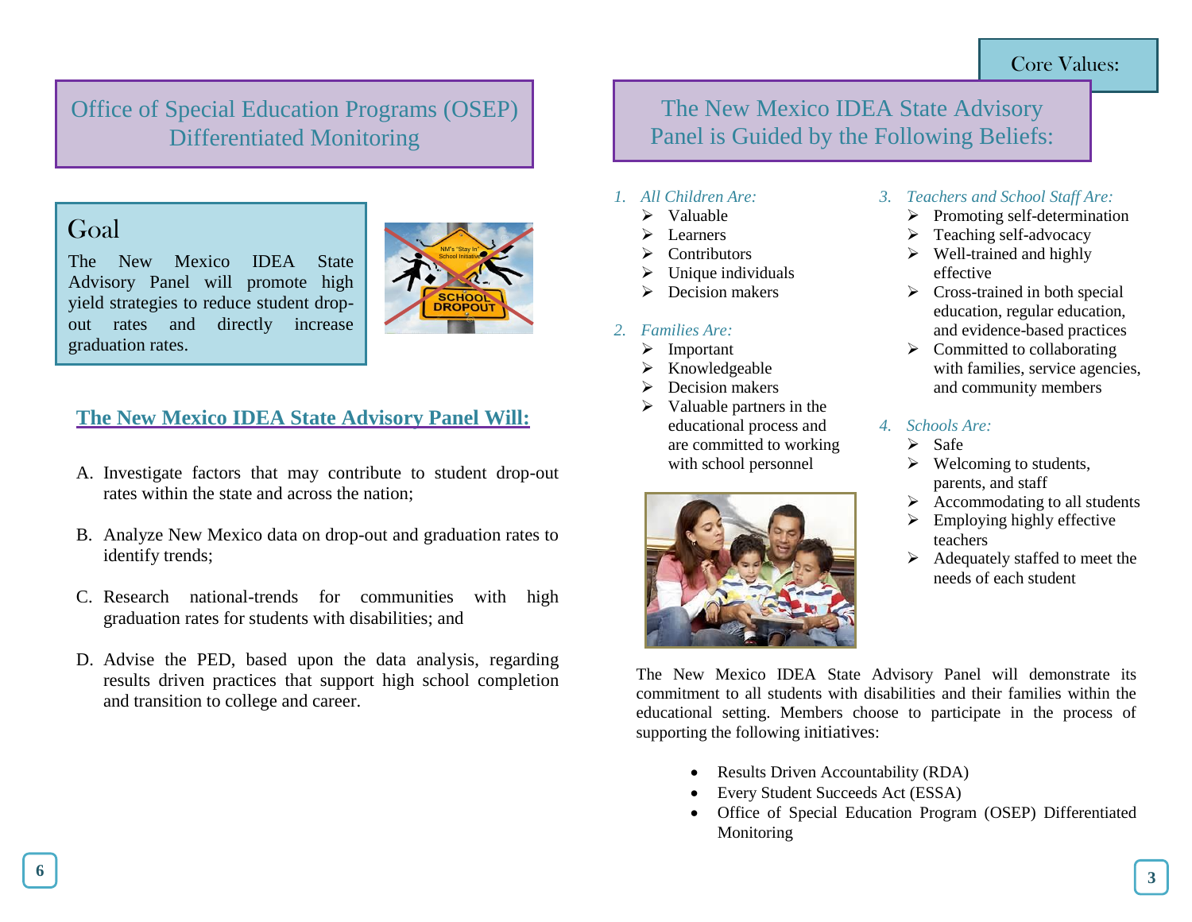# Office of Special Education Programs (OSEP) Differentiated Monitoring

## Goal

The New Mexico IDEA State Advisory Panel will promote high yield strategies to reduce student drop-out rates and directly increase graduation rates.

## The New Mexico IDEA State Advisory Panel Will:

A. Investigate factors that may contribute to student drop-out rates within the state and across the nation;

B. Analyze New Mexico data on drop-out and graduation rates to identify trends;

C. Research national-trends for communities with high graduation rates for students with disabilities; and

D. Advise the PED, based upon the data analysis, regarding results driven practices that support high school completion and transition to college and career.

Core Values:

# The New Mexico IDEA State Advisory Panel is Guided by the Following Beliefs:

1. *All Children Are:*
   - Valuable
   - Learners
   - Contributors
   - Unique individuals
   - Decision makers

2. *Families Are:*
   - Important
   - Knowledgeable
   - Decision makers
   - Valuable partners in the educational process and are committed to working with school personnel

3. *Teachers and School Staff Are:*
   - Promoting self-determination
   - Teaching self-advocacy
   - Well-trained and highly effective
   - Cross-trained in both special education, regular education, and evidence-based practices
   - Committed to collaborating with families, service agencies, and community members

4. *Schools Are:*
   - Safe
   - Welcoming to students, parents, and staff
   - Accommodating to all students
   - Employing highly effective teachers
   - Adequately staffed to meet the needs of each student

The New Mexico IDEA State Advisory Panel will demonstrate its commitment to all students with disabilities and their families within the educational setting. Members choose to participate in the process of supporting the following initiatives:

- Results Driven Accountability (RDA)
- Every Student Succeeds Act (ESSA)
- Office of Special Education Program (OSEP) Differentiated Monitoring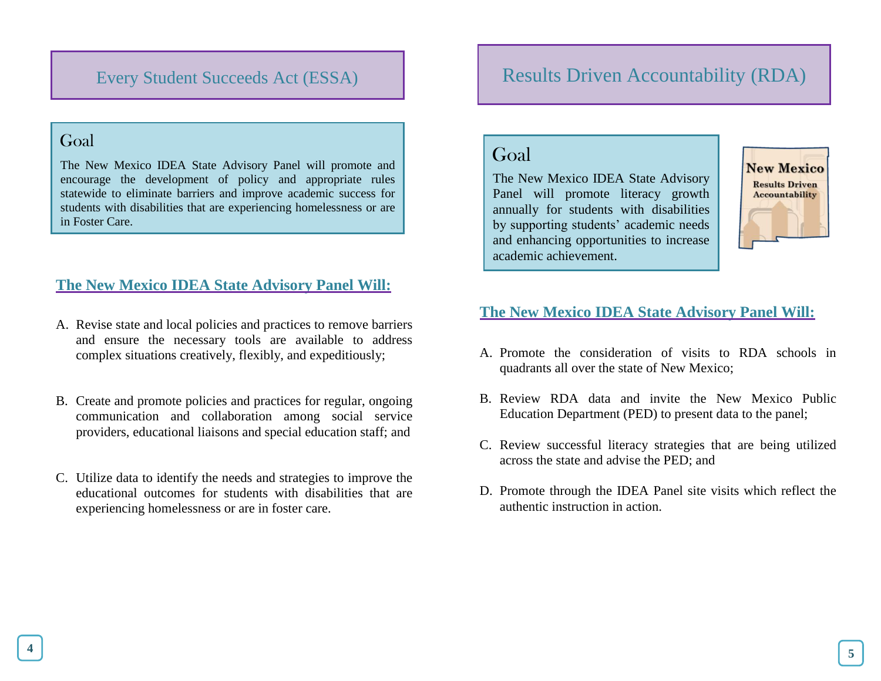# Every Student Succeeds Act (ESSA)

## Goal

The New Mexico IDEA State Advisory Panel will promote and encourage the development of policy and appropriate rules statewide to eliminate barriers and improve academic success for students with disabilities that are experiencing homelessness or are in Foster Care.

### The New Mexico IDEA State Advisory Panel Will:

A. Revise state and local policies and practices to remove barriers and ensure the necessary tools are available to address complex situations creatively, flexibly, and expeditiously;

B. Create and promote policies and practices for regular, ongoing communication and collaboration among social service providers, educational liaisons and special education staff; and

C. Utilize data to identify the needs and strategies to improve the educational outcomes for students with disabilities that are experiencing homelessness or are in foster care.

# Results Driven Accountability (RDA)

## Goal

The New Mexico IDEA State Advisory Panel will promote literacy growth annually for students with disabilities by supporting students' academic needs and enhancing opportunities to increase academic achievement.

New Mexico
Results Driven Accountability

### The New Mexico IDEA State Advisory Panel Will:

A. Promote the consideration of visits to RDA schools in quadrants all over the state of New Mexico;

B. Review RDA data and invite the New Mexico Public Education Department (PED) to present data to the panel;

C. Review successful literacy strategies that are being utilized across the state and advise the PED; and

D. Promote through the IDEA Panel site visits which reflect the authentic instruction in action.